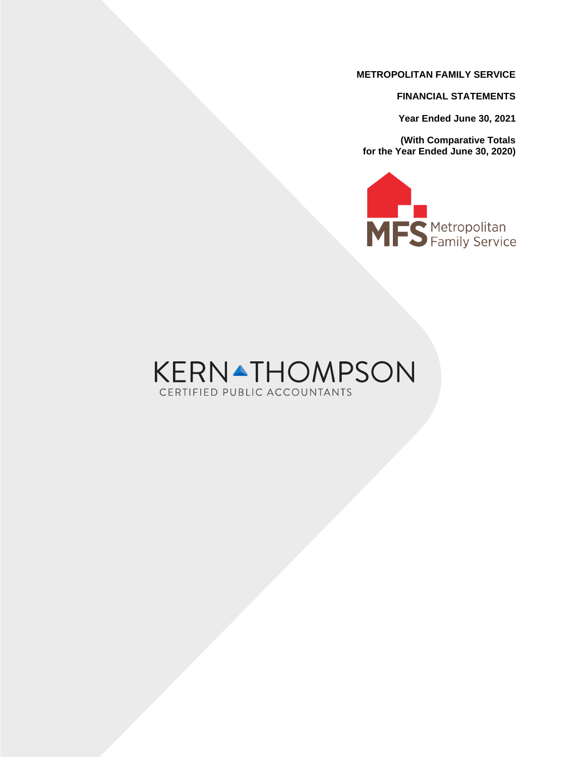**METROPOLITAN FAMILY SERVICE**

**FINANCIAL STATEMENTS**

**Year Ended June 30, 2021**

**(With Comparative Totals for the Year Ended June 30, 2020)**

MFS Metropolitan Family Service

KERN THOMPSON
CERTIFIED PUBLIC ACCOUNTANTS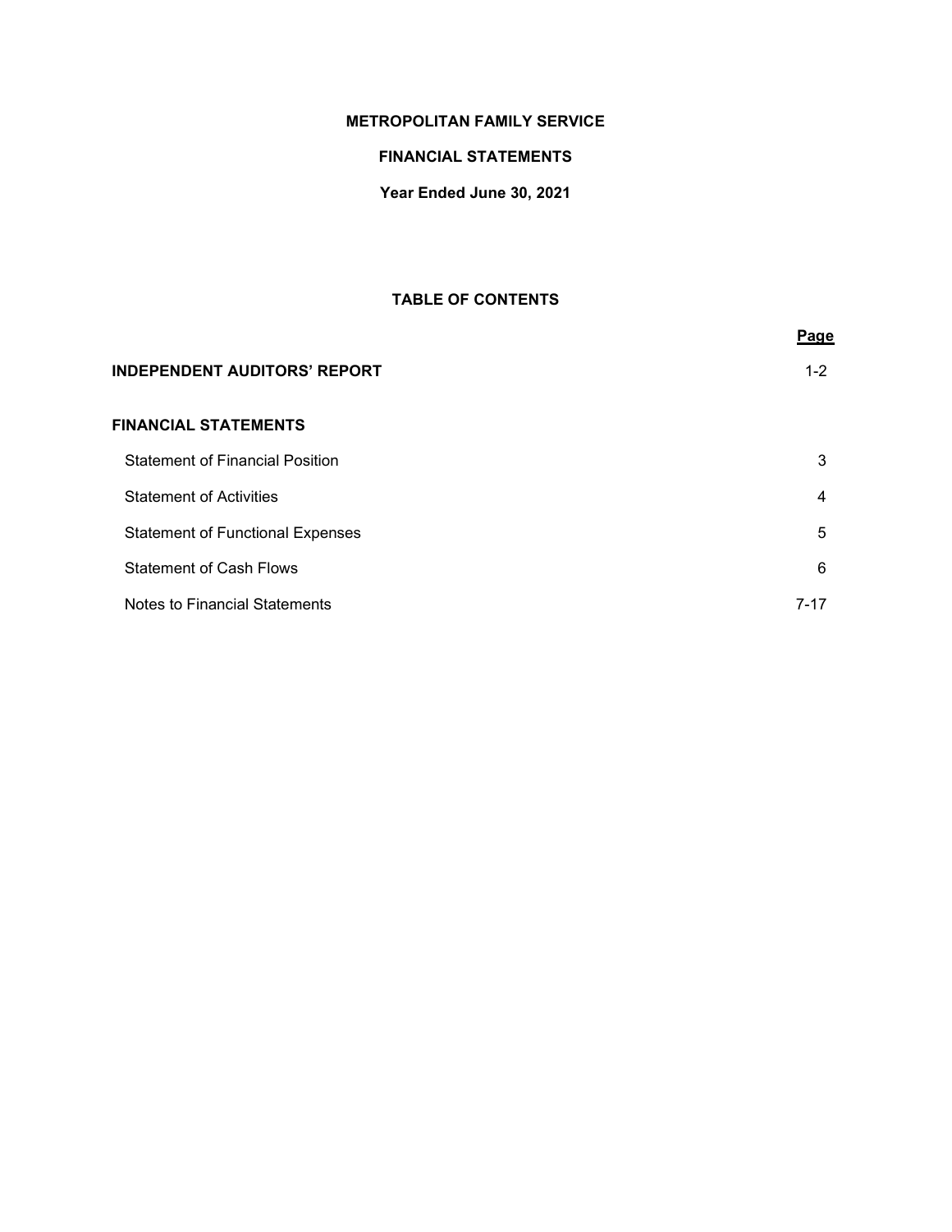# METROPOLITAN FAMILY SERVICE

## FINANCIAL STATEMENTS

### Year Ended June 30, 2021

### TABLE OF CONTENTS

| | Page |
|---|---|
| **INDEPENDENT AUDITORS' REPORT** | 1-2 |
| **FINANCIAL STATEMENTS** | |
| Statement of Financial Position | 3 |
| Statement of Activities | 4 |
| Statement of Functional Expenses | 5 |
| Statement of Cash Flows | 6 |
| Notes to Financial Statements | 7-17 |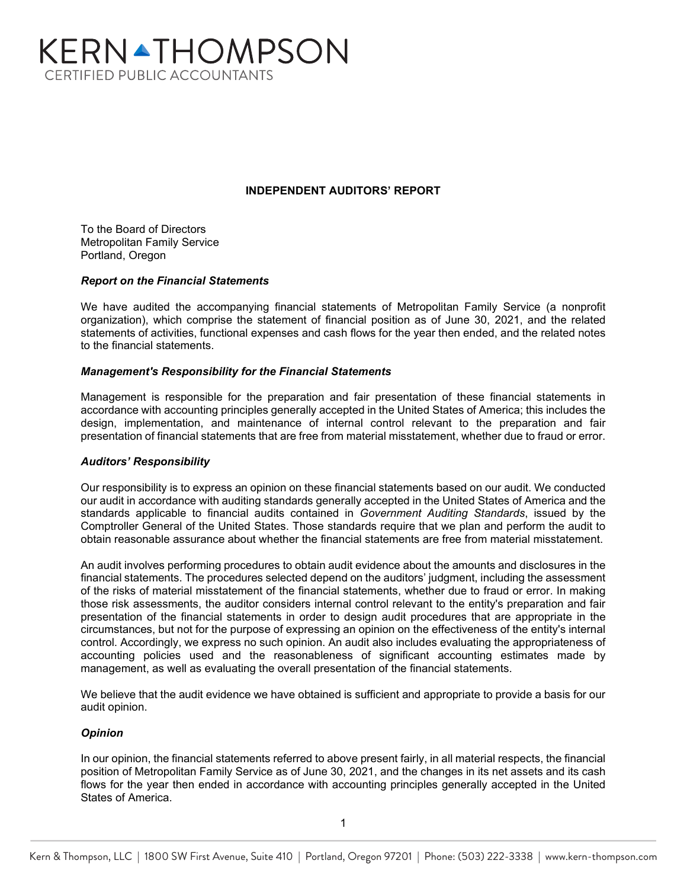# KERN THOMPSON

CERTIFIED PUBLIC ACCOUNTANTS

**INDEPENDENT AUDITORS' REPORT**

To the Board of Directors
Metropolitan Family Service
Portland, Oregon

***Report on the Financial Statements***

We have audited the accompanying financial statements of Metropolitan Family Service (a nonprofit organization), which comprise the statement of financial position as of June 30, 2021, and the related statements of activities, functional expenses and cash flows for the year then ended, and the related notes to the financial statements.

***Management's Responsibility for the Financial Statements***

Management is responsible for the preparation and fair presentation of these financial statements in accordance with accounting principles generally accepted in the United States of America; this includes the design, implementation, and maintenance of internal control relevant to the preparation and fair presentation of financial statements that are free from material misstatement, whether due to fraud or error.

***Auditors' Responsibility***

Our responsibility is to express an opinion on these financial statements based on our audit. We conducted our audit in accordance with auditing standards generally accepted in the United States of America and the standards applicable to financial audits contained in *Government Auditing Standards*, issued by the Comptroller General of the United States. Those standards require that we plan and perform the audit to obtain reasonable assurance about whether the financial statements are free from material misstatement.

An audit involves performing procedures to obtain audit evidence about the amounts and disclosures in the financial statements. The procedures selected depend on the auditors' judgment, including the assessment of the risks of material misstatement of the financial statements, whether due to fraud or error. In making those risk assessments, the auditor considers internal control relevant to the entity's preparation and fair presentation of the financial statements in order to design audit procedures that are appropriate in the circumstances, but not for the purpose of expressing an opinion on the effectiveness of the entity's internal control. Accordingly, we express no such opinion. An audit also includes evaluating the appropriateness of accounting policies used and the reasonableness of significant accounting estimates made by management, as well as evaluating the overall presentation of the financial statements.

We believe that the audit evidence we have obtained is sufficient and appropriate to provide a basis for our audit opinion.

***Opinion***

In our opinion, the financial statements referred to above present fairly, in all material respects, the financial position of Metropolitan Family Service as of June 30, 2021, and the changes in its net assets and its cash flows for the year then ended in accordance with accounting principles generally accepted in the United States of America.

Kern & Thompson, LLC | 1800 SW First Avenue, Suite 410 | Portland, Oregon 97201 | Phone: (503) 222-3338 | www.kern-thompson.com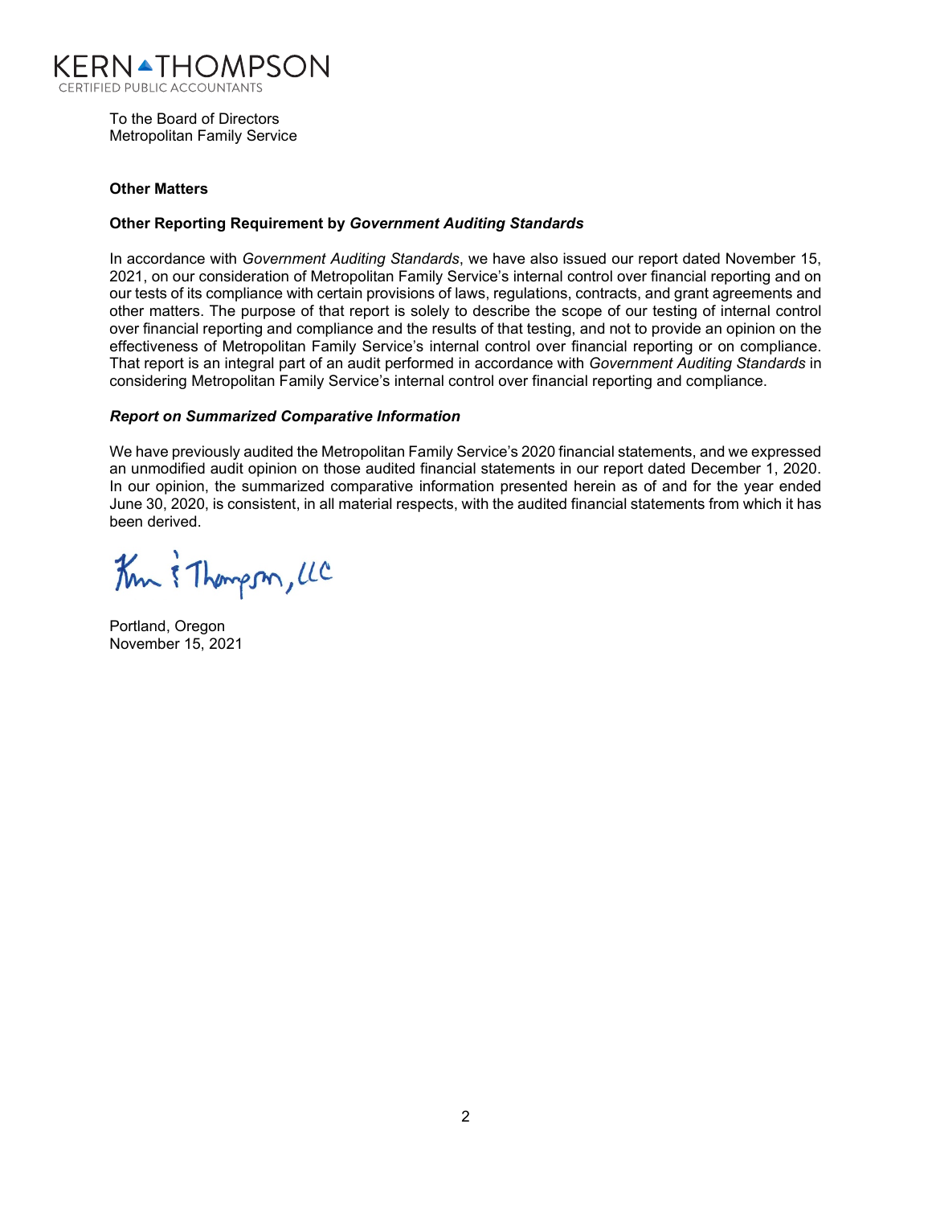KERN THOMPSON
CERTIFIED PUBLIC ACCOUNTANTS

To the Board of Directors
Metropolitan Family Service

**Other Matters**

**Other Reporting Requirement by *Government Auditing Standards***

In accordance with *Government Auditing Standards*, we have also issued our report dated November 15, 2021, on our consideration of Metropolitan Family Service's internal control over financial reporting and on our tests of its compliance with certain provisions of laws, regulations, contracts, and grant agreements and other matters. The purpose of that report is solely to describe the scope of our testing of internal control over financial reporting and compliance and the results of that testing, and not to provide an opinion on the effectiveness of Metropolitan Family Service's internal control over financial reporting or on compliance. That report is an integral part of an audit performed in accordance with *Government Auditing Standards* in considering Metropolitan Family Service's internal control over financial reporting and compliance.

***Report on Summarized Comparative Information***

We have previously audited the Metropolitan Family Service's 2020 financial statements, and we expressed an unmodified audit opinion on those audited financial statements in our report dated December 1, 2020. In our opinion, the summarized comparative information presented herein as of and for the year ended June 30, 2020, is consistent, in all material respects, with the audited financial statements from which it has been derived.

Kern & Thompson, LLC

Portland, Oregon
November 15, 2021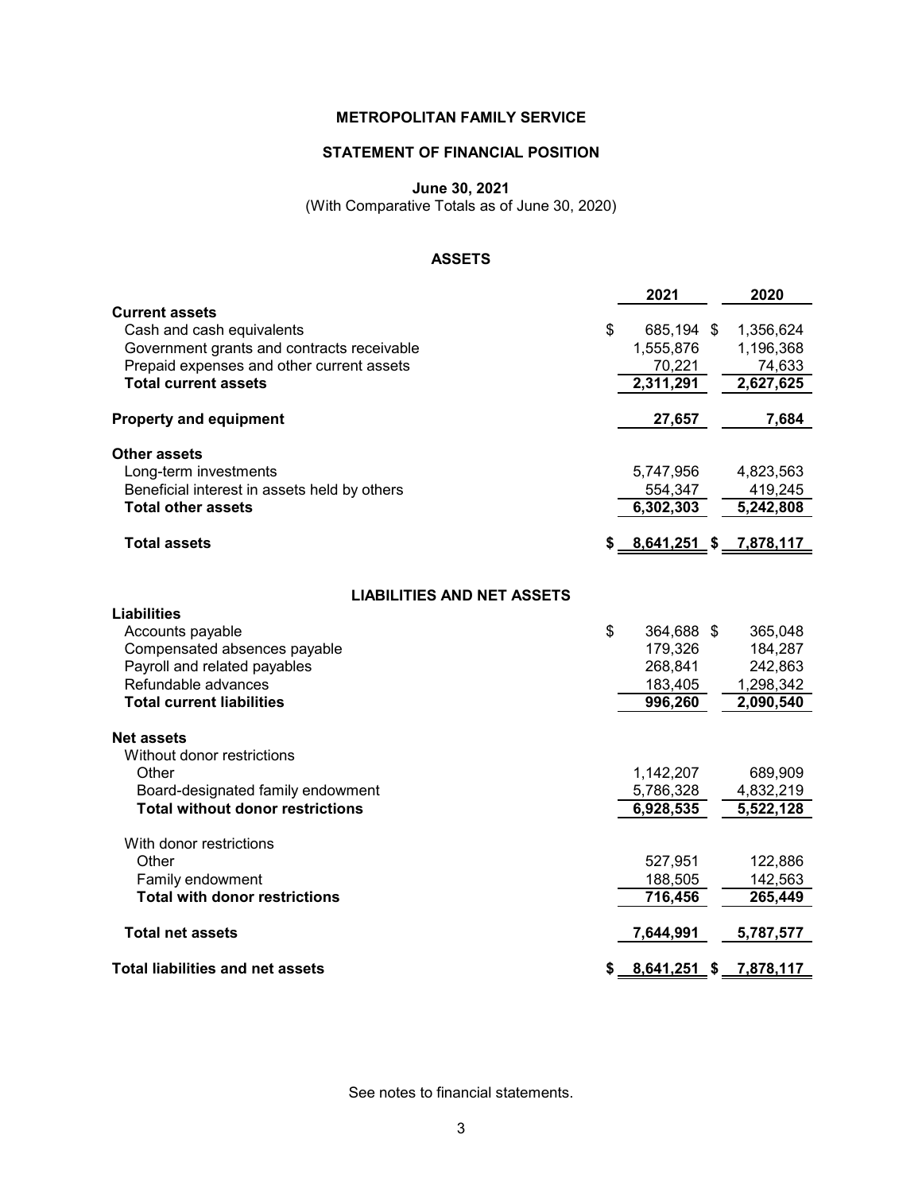# METROPOLITAN FAMILY SERVICE

## STATEMENT OF FINANCIAL POSITION

**June 30, 2021**
(With Comparative Totals as of June 30, 2020)

### ASSETS

| | 2021 | 2020 |
|---|---|---|
| **Current assets** | | |
| Cash and cash equivalents | $ 685,194 | $ 1,356,624 |
| Government grants and contracts receivable | 1,555,876 | 1,196,368 |
| Prepaid expenses and other current assets | 70,221 | 74,633 |
| **Total current assets** | **2,311,291** | **2,627,625** |
| **Property and equipment** | **27,657** | **7,684** |
| **Other assets** | | |
| Long-term investments | 5,747,956 | 4,823,563 |
| Beneficial interest in assets held by others | 554,347 | 419,245 |
| **Total other assets** | **6,302,303** | **5,242,808** |
| **Total assets** | **$ 8,641,251** | **$ 7,878,117** |

### LIABILITIES AND NET ASSETS

| | 2021 | 2020 |
|---|---|---|
| **Liabilities** | | |
| Accounts payable | $ 364,688 | $ 365,048 |
| Compensated absences payable | 179,326 | 184,287 |
| Payroll and related payables | 268,841 | 242,863 |
| Refundable advances | 183,405 | 1,298,342 |
| **Total current liabilities** | **996,260** | **2,090,540** |
| **Net assets** | | |
| Without donor restrictions | | |
| Other | 1,142,207 | 689,909 |
| Board-designated family endowment | 5,786,328 | 4,832,219 |
| **Total without donor restrictions** | **6,928,535** | **5,522,128** |
| With donor restrictions | | |
| Other | 527,951 | 122,886 |
| Family endowment | 188,505 | 142,563 |
| **Total with donor restrictions** | **716,456** | **265,449** |
| **Total net assets** | **7,644,991** | **5,787,577** |
| **Total liabilities and net assets** | **$ 8,641,251** | **$ 7,878,117** |

See notes to financial statements.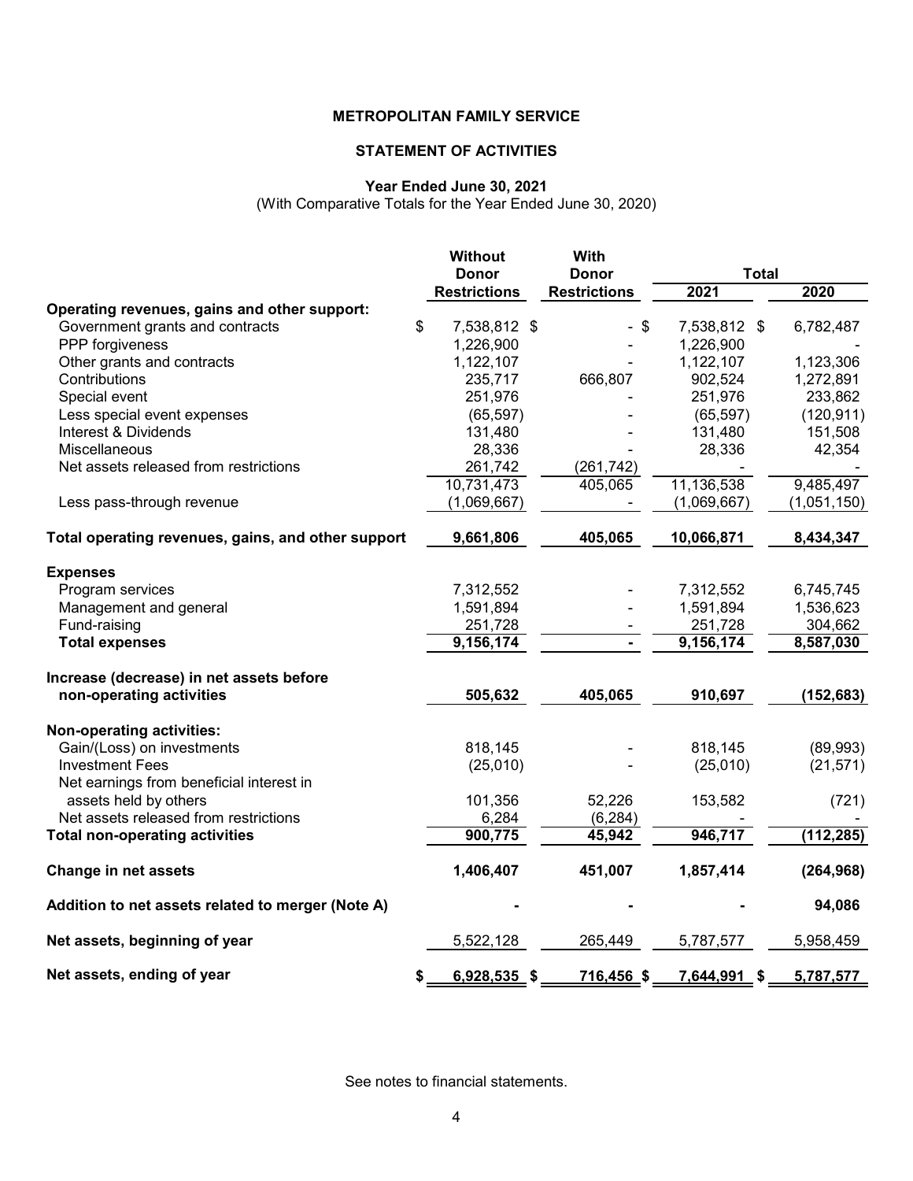**METROPOLITAN FAMILY SERVICE**

**STATEMENT OF ACTIVITIES**

**Year Ended June 30, 2021**
(With Comparative Totals for the Year Ended June 30, 2020)

| | Without Donor Restrictions | With Donor Restrictions | Total 2021 | Total 2020 |
|---|---|---|---|---|
| **Operating revenues, gains and other support:** | | | | |
| Government grants and contracts | $ 7,538,812 | $ - | $ 7,538,812 | $ 6,782,487 |
| PPP forgiveness | 1,226,900 | - | 1,226,900 | - |
| Other grants and contracts | 1,122,107 | - | 1,122,107 | 1,123,306 |
| Contributions | 235,717 | 666,807 | 902,524 | 1,272,891 |
| Special event | 251,976 | - | 251,976 | 233,862 |
| Less special event expenses | (65,597) | - | (65,597) | (120,911) |
| Interest & Dividends | 131,480 | - | 131,480 | 151,508 |
| Miscellaneous | 28,336 | - | 28,336 | 42,354 |
| Net assets released from restrictions | 261,742 | (261,742) | - | - |
| | 10,731,473 | 405,065 | 11,136,538 | 9,485,497 |
| Less pass-through revenue | (1,069,667) | - | (1,069,667) | (1,051,150) |
| **Total operating revenues, gains, and other support** | **9,661,806** | **405,065** | **10,066,871** | **8,434,347** |
| **Expenses** | | | | |
| Program services | 7,312,552 | - | 7,312,552 | 6,745,745 |
| Management and general | 1,591,894 | - | 1,591,894 | 1,536,623 |
| Fund-raising | 251,728 | - | 251,728 | 304,662 |
| **Total expenses** | **9,156,174** | **-** | **9,156,174** | **8,587,030** |
| **Increase (decrease) in net assets before non-operating activities** | **505,632** | **405,065** | **910,697** | **(152,683)** |
| **Non-operating activities:** | | | | |
| Gain/(Loss) on investments | 818,145 | - | 818,145 | (89,993) |
| Investment Fees | (25,010) | - | (25,010) | (21,571) |
| Net earnings from beneficial interest in assets held by others | 101,356 | 52,226 | 153,582 | (721) |
| Net assets released from restrictions | 6,284 | (6,284) | - | - |
| **Total non-operating activities** | **900,775** | **45,942** | **946,717** | **(112,285)** |
| **Change in net assets** | **1,406,407** | **451,007** | **1,857,414** | **(264,968)** |
| **Addition to net assets related to merger (Note A)** | **-** | **-** | **-** | **94,086** |
| **Net assets, beginning of year** | 5,522,128 | 265,449 | 5,787,577 | 5,958,459 |
| **Net assets, ending of year** | $ 6,928,535 | $ 716,456 | $ 7,644,991 | $ 5,787,577 |

See notes to financial statements.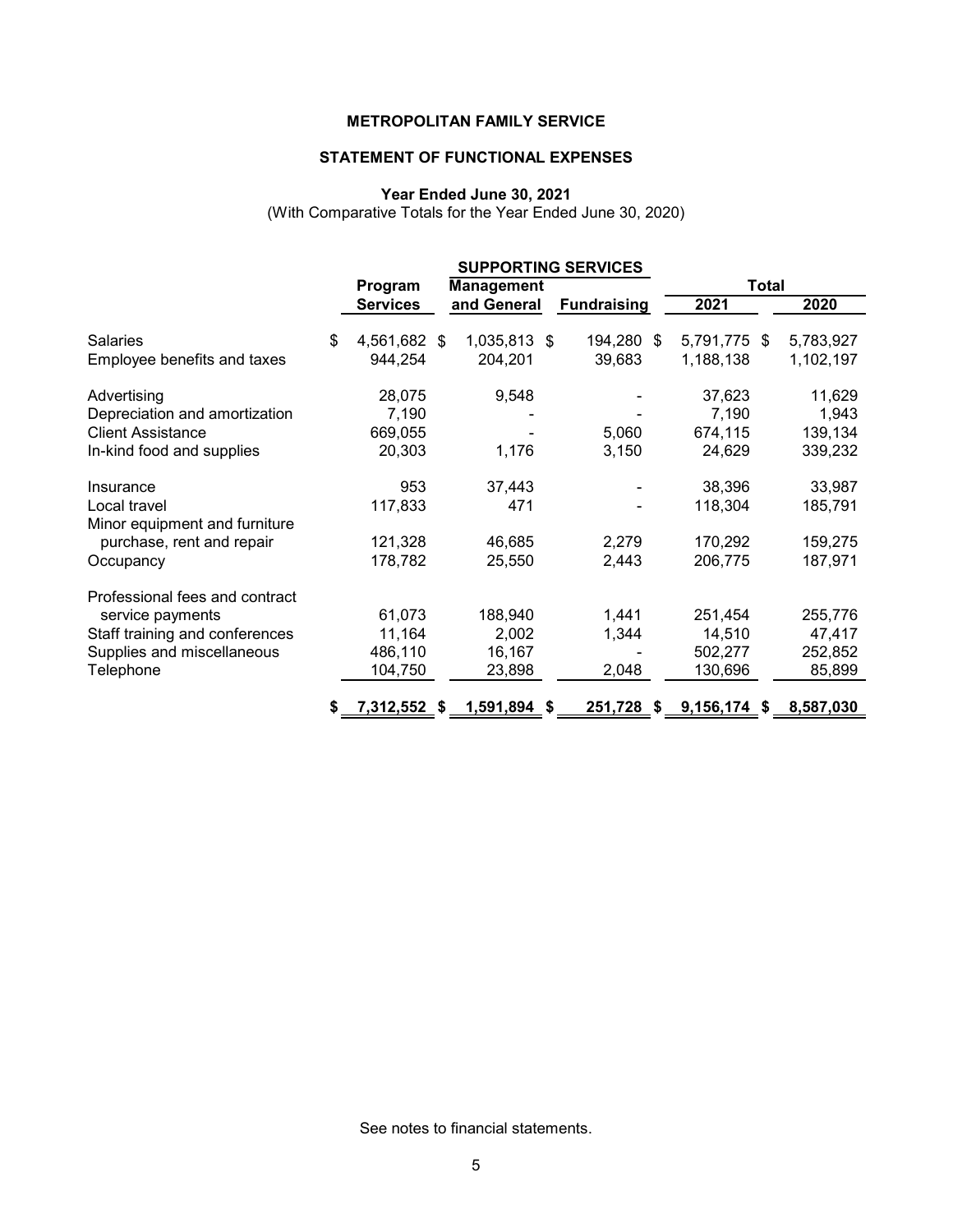# METROPOLITAN FAMILY SERVICE

## STATEMENT OF FUNCTIONAL EXPENSES

### Year Ended June 30, 2021

(With Comparative Totals for the Year Ended June 30, 2020)

| | Program Services | SUPPORTING SERVICES Management and General | Fundraising | Total 2021 | Total 2020 |
|---|---|---|---|---|---|
| Salaries | $ 4,561,682 | $ 1,035,813 | $ 194,280 | $ 5,791,775 | $ 5,783,927 |
| Employee benefits and taxes | 944,254 | 204,201 | 39,683 | 1,188,138 | 1,102,197 |
| Advertising | 28,075 | 9,548 | - | 37,623 | 11,629 |
| Depreciation and amortization | 7,190 | - | - | 7,190 | 1,943 |
| Client Assistance | 669,055 | - | 5,060 | 674,115 | 139,134 |
| In-kind food and supplies | 20,303 | 1,176 | 3,150 | 24,629 | 339,232 |
| Insurance | 953 | 37,443 | - | 38,396 | 33,987 |
| Local travel | 117,833 | 471 | - | 118,304 | 185,791 |
| Minor equipment and furniture purchase, rent and repair | 121,328 | 46,685 | 2,279 | 170,292 | 159,275 |
| Occupancy | 178,782 | 25,550 | 2,443 | 206,775 | 187,971 |
| Professional fees and contract service payments | 61,073 | 188,940 | 1,441 | 251,454 | 255,776 |
| Staff training and conferences | 11,164 | 2,002 | 1,344 | 14,510 | 47,417 |
| Supplies and miscellaneous | 486,110 | 16,167 | - | 502,277 | 252,852 |
| Telephone | 104,750 | 23,898 | 2,048 | 130,696 | 85,899 |
| | $ 7,312,552 | $ 1,591,894 | $ 251,728 | $ 9,156,174 | $ 8,587,030 |

See notes to financial statements.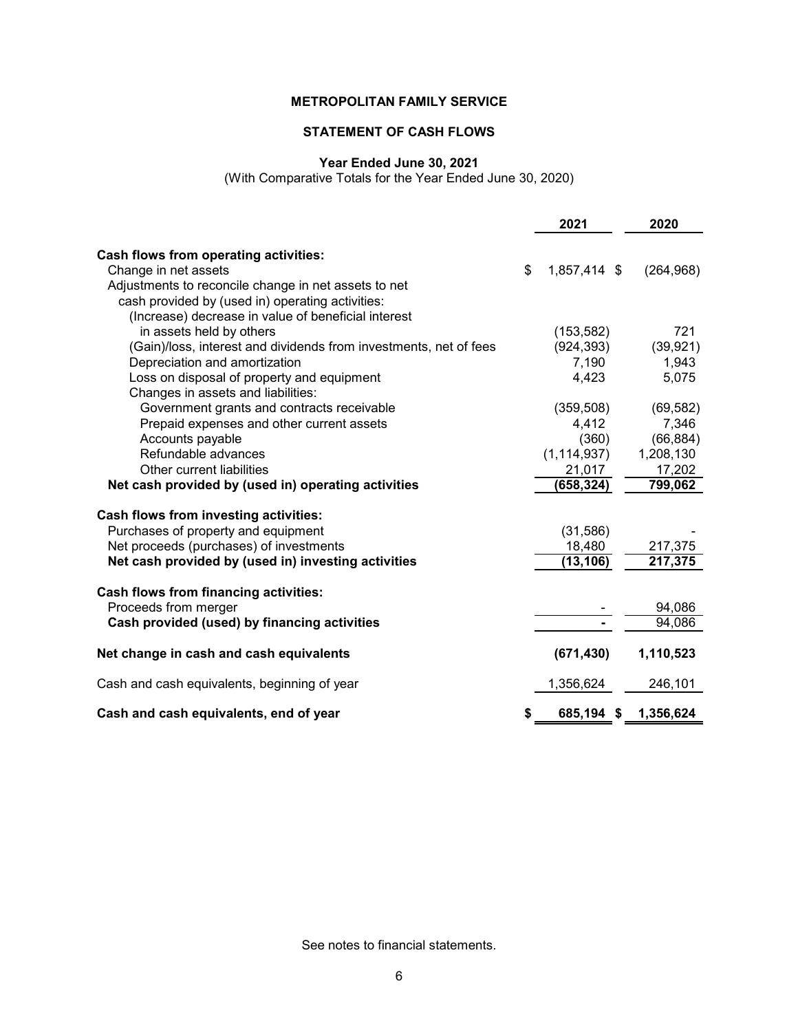# METROPOLITAN FAMILY SERVICE

## STATEMENT OF CASH FLOWS

### Year Ended June 30, 2021

(With Comparative Totals for the Year Ended June 30, 2020)

| | 2021 | 2020 |
|---|---|---|
| **Cash flows from operating activities:** | | |
| Change in net assets | $ 1,857,414 | $ (264,968) |
| Adjustments to reconcile change in net assets to net cash provided by (used in) operating activities: | | |
| (Increase) decrease in value of beneficial interest in assets held by others | (153,582) | 721 |
| (Gain)/loss, interest and dividends from investments, net of fees | (924,393) | (39,921) |
| Depreciation and amortization | 7,190 | 1,943 |
| Loss on disposal of property and equipment | 4,423 | 5,075 |
| Changes in assets and liabilities: | | |
| Government grants and contracts receivable | (359,508) | (69,582) |
| Prepaid expenses and other current assets | 4,412 | 7,346 |
| Accounts payable | (360) | (66,884) |
| Refundable advances | (1,114,937) | 1,208,130 |
| Other current liabilities | 21,017 | 17,202 |
| **Net cash provided by (used in) operating activities** | **(658,324)** | **799,062** |
| **Cash flows from investing activities:** | | |
| Purchases of property and equipment | (31,586) | - |
| Net proceeds (purchases) of investments | 18,480 | 217,375 |
| **Net cash provided by (used in) investing activities** | **(13,106)** | **217,375** |
| **Cash flows from financing activities:** | | |
| Proceeds from merger | - | 94,086 |
| **Cash provided (used) by financing activities** | **-** | **94,086** |
| **Net change in cash and cash equivalents** | **(671,430)** | **1,110,523** |
| Cash and cash equivalents, beginning of year | 1,356,624 | 246,101 |
| **Cash and cash equivalents, end of year** | **$ 685,194** | **$ 1,356,624** |

See notes to financial statements.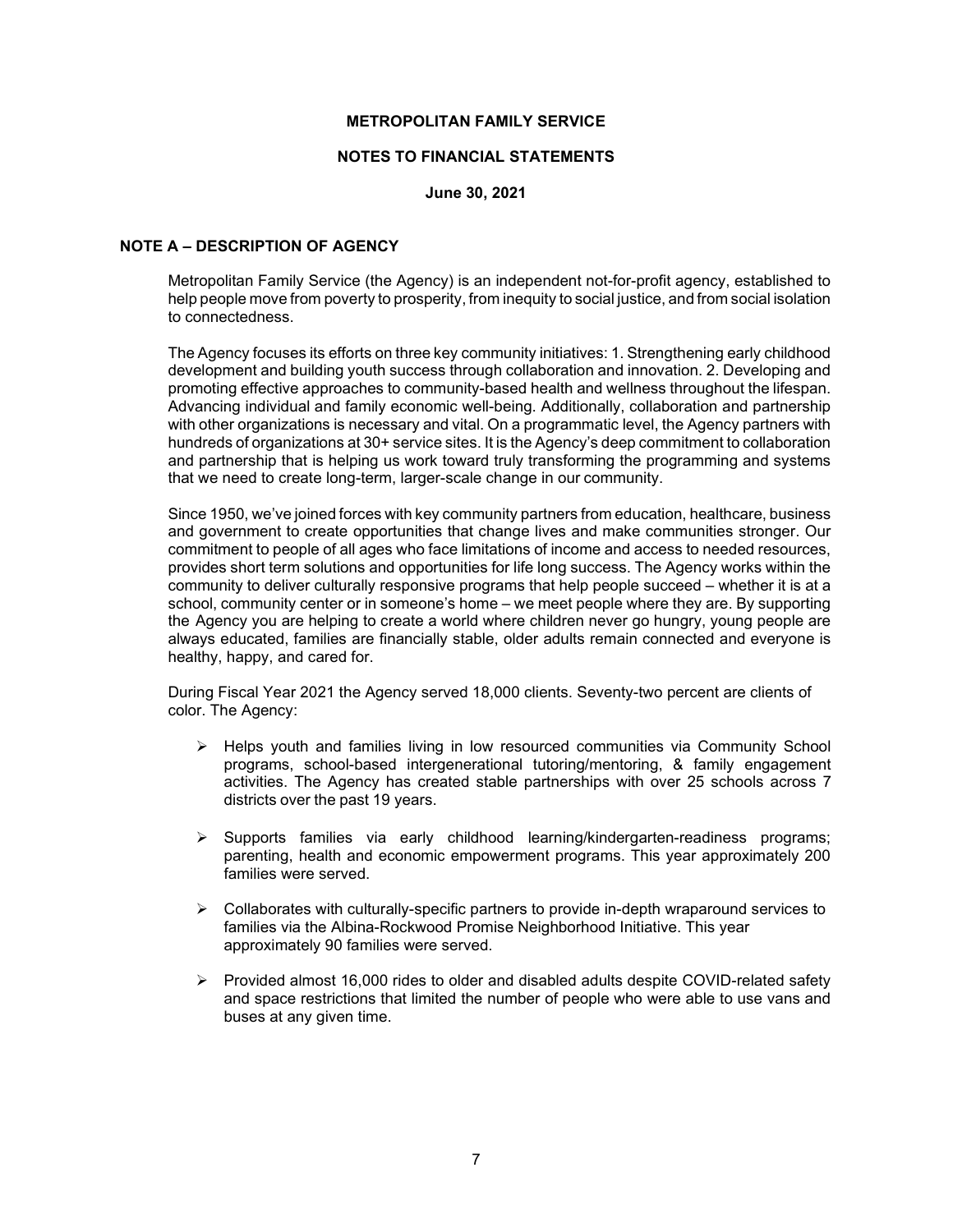**METROPOLITAN FAMILY SERVICE**

**NOTES TO FINANCIAL STATEMENTS**

**June 30, 2021**

## NOTE A – DESCRIPTION OF AGENCY

Metropolitan Family Service (the Agency) is an independent not-for-profit agency, established to help people move from poverty to prosperity, from inequity to social justice, and from social isolation to connectedness.

The Agency focuses its efforts on three key community initiatives: 1. Strengthening early childhood development and building youth success through collaboration and innovation. 2. Developing and promoting effective approaches to community-based health and wellness throughout the lifespan. Advancing individual and family economic well-being. Additionally, collaboration and partnership with other organizations is necessary and vital. On a programmatic level, the Agency partners with hundreds of organizations at 30+ service sites. It is the Agency's deep commitment to collaboration and partnership that is helping us work toward truly transforming the programming and systems that we need to create long-term, larger-scale change in our community.

Since 1950, we've joined forces with key community partners from education, healthcare, business and government to create opportunities that change lives and make communities stronger. Our commitment to people of all ages who face limitations of income and access to needed resources, provides short term solutions and opportunities for life long success. The Agency works within the community to deliver culturally responsive programs that help people succeed – whether it is at a school, community center or in someone's home – we meet people where they are. By supporting the Agency you are helping to create a world where children never go hungry, young people are always educated, families are financially stable, older adults remain connected and everyone is healthy, happy, and cared for.

During Fiscal Year 2021 the Agency served 18,000 clients. Seventy-two percent are clients of color. The Agency:

- Helps youth and families living in low resourced communities via Community School programs, school-based intergenerational tutoring/mentoring, & family engagement activities. The Agency has created stable partnerships with over 25 schools across 7 districts over the past 19 years.

- Supports families via early childhood learning/kindergarten-readiness programs; parenting, health and economic empowerment programs. This year approximately 200 families were served.

- Collaborates with culturally-specific partners to provide in-depth wraparound services to families via the Albina-Rockwood Promise Neighborhood Initiative. This year approximately 90 families were served.

- Provided almost 16,000 rides to older and disabled adults despite COVID-related safety and space restrictions that limited the number of people who were able to use vans and buses at any given time.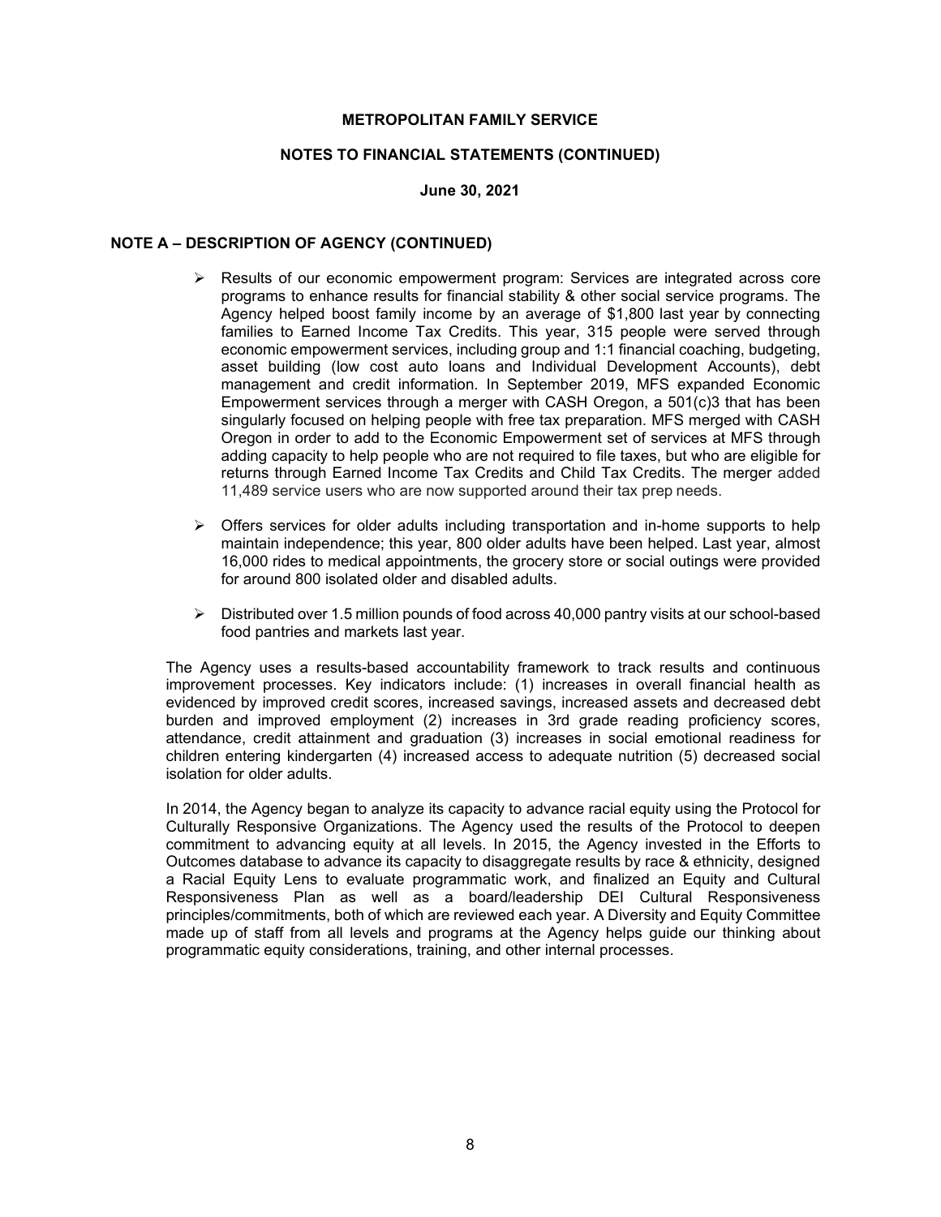## NOTE A – DESCRIPTION OF AGENCY (CONTINUED)

- Results of our economic empowerment program: Services are integrated across core programs to enhance results for financial stability & other social service programs. The Agency helped boost family income by an average of $1,800 last year by connecting families to Earned Income Tax Credits. This year, 315 people were served through economic empowerment services, including group and 1:1 financial coaching, budgeting, asset building (low cost auto loans and Individual Development Accounts), debt management and credit information. In September 2019, MFS expanded Economic Empowerment services through a merger with CASH Oregon, a 501(c)3 that has been singularly focused on helping people with free tax preparation. MFS merged with CASH Oregon in order to add to the Economic Empowerment set of services at MFS through adding capacity to help people who are not required to file taxes, but who are eligible for returns through Earned Income Tax Credits and Child Tax Credits. The merger added 11,489 service users who are now supported around their tax prep needs.

- Offers services for older adults including transportation and in-home supports to help maintain independence; this year, 800 older adults have been helped. Last year, almost 16,000 rides to medical appointments, the grocery store or social outings were provided for around 800 isolated older and disabled adults.

- Distributed over 1.5 million pounds of food across 40,000 pantry visits at our school-based food pantries and markets last year.

The Agency uses a results-based accountability framework to track results and continuous improvement processes. Key indicators include: (1) increases in overall financial health as evidenced by improved credit scores, increased savings, increased assets and decreased debt burden and improved employment (2) increases in 3rd grade reading proficiency scores, attendance, credit attainment and graduation (3) increases in social emotional readiness for children entering kindergarten (4) increased access to adequate nutrition (5) decreased social isolation for older adults.

In 2014, the Agency began to analyze its capacity to advance racial equity using the Protocol for Culturally Responsive Organizations. The Agency used the results of the Protocol to deepen commitment to advancing equity at all levels. In 2015, the Agency invested in the Efforts to Outcomes database to advance its capacity to disaggregate results by race & ethnicity, designed a Racial Equity Lens to evaluate programmatic work, and finalized an Equity and Cultural Responsiveness Plan as well as a board/leadership DEI Cultural Responsiveness principles/commitments, both of which are reviewed each year. A Diversity and Equity Committee made up of staff from all levels and programs at the Agency helps guide our thinking about programmatic equity considerations, training, and other internal processes.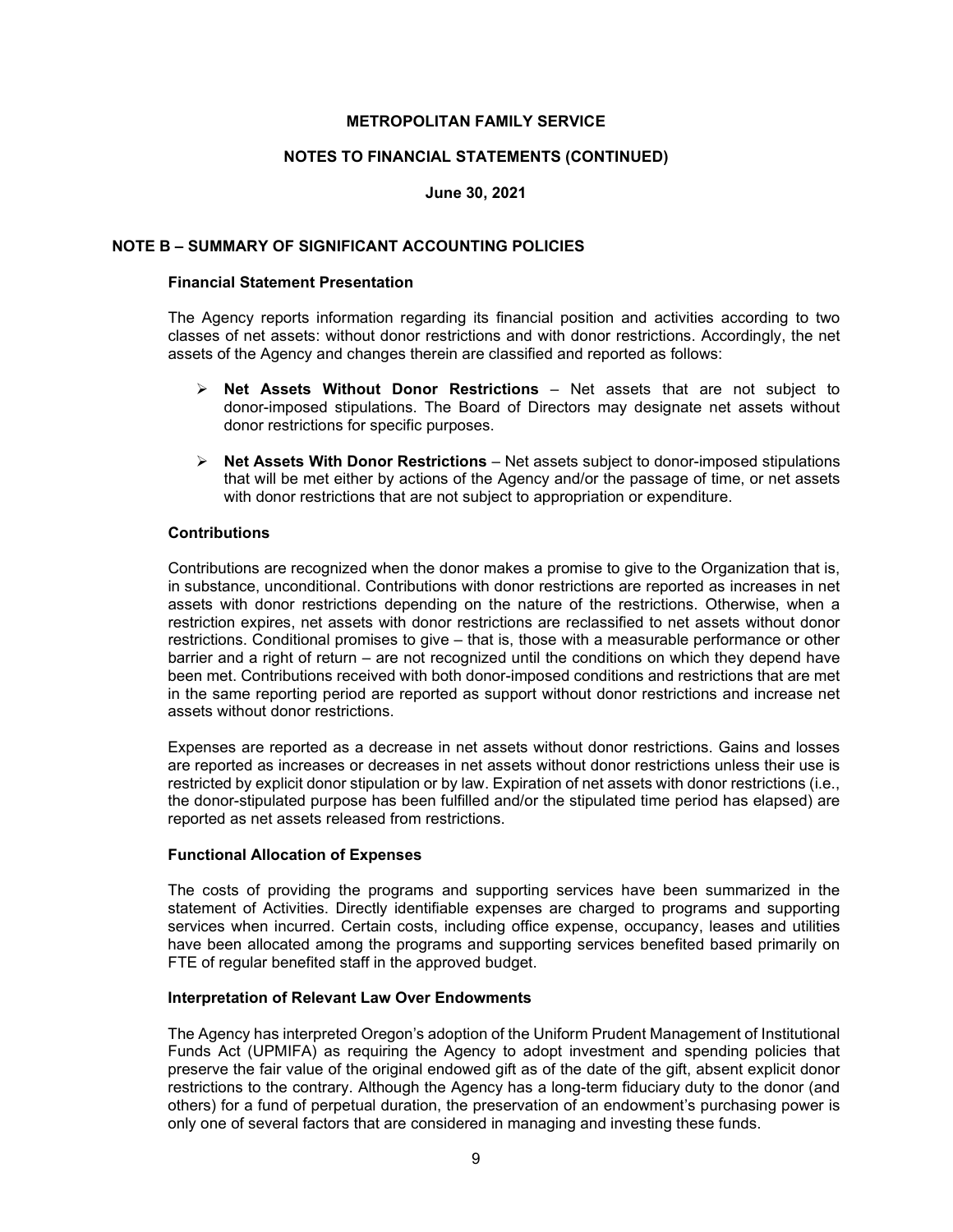**METROPOLITAN FAMILY SERVICE**

**NOTES TO FINANCIAL STATEMENTS (CONTINUED)**

**June 30, 2021**

## NOTE B – SUMMARY OF SIGNIFICANT ACCOUNTING POLICIES

### Financial Statement Presentation

The Agency reports information regarding its financial position and activities according to two classes of net assets: without donor restrictions and with donor restrictions. Accordingly, the net assets of the Agency and changes therein are classified and reported as follows:

- **Net Assets Without Donor Restrictions** – Net assets that are not subject to donor-imposed stipulations. The Board of Directors may designate net assets without donor restrictions for specific purposes.
- **Net Assets With Donor Restrictions** – Net assets subject to donor-imposed stipulations that will be met either by actions of the Agency and/or the passage of time, or net assets with donor restrictions that are not subject to appropriation or expenditure.

### Contributions

Contributions are recognized when the donor makes a promise to give to the Organization that is, in substance, unconditional. Contributions with donor restrictions are reported as increases in net assets with donor restrictions depending on the nature of the restrictions. Otherwise, when a restriction expires, net assets with donor restrictions are reclassified to net assets without donor restrictions. Conditional promises to give – that is, those with a measurable performance or other barrier and a right of return – are not recognized until the conditions on which they depend have been met. Contributions received with both donor-imposed conditions and restrictions that are met in the same reporting period are reported as support without donor restrictions and increase net assets without donor restrictions.

Expenses are reported as a decrease in net assets without donor restrictions. Gains and losses are reported as increases or decreases in net assets without donor restrictions unless their use is restricted by explicit donor stipulation or by law. Expiration of net assets with donor restrictions (i.e., the donor-stipulated purpose has been fulfilled and/or the stipulated time period has elapsed) are reported as net assets released from restrictions.

### Functional Allocation of Expenses

The costs of providing the programs and supporting services have been summarized in the statement of Activities. Directly identifiable expenses are charged to programs and supporting services when incurred. Certain costs, including office expense, occupancy, leases and utilities have been allocated among the programs and supporting services benefited based primarily on FTE of regular benefited staff in the approved budget.

### Interpretation of Relevant Law Over Endowments

The Agency has interpreted Oregon's adoption of the Uniform Prudent Management of Institutional Funds Act (UPMIFA) as requiring the Agency to adopt investment and spending policies that preserve the fair value of the original endowed gift as of the date of the gift, absent explicit donor restrictions to the contrary. Although the Agency has a long-term fiduciary duty to the donor (and others) for a fund of perpetual duration, the preservation of an endowment's purchasing power is only one of several factors that are considered in managing and investing these funds.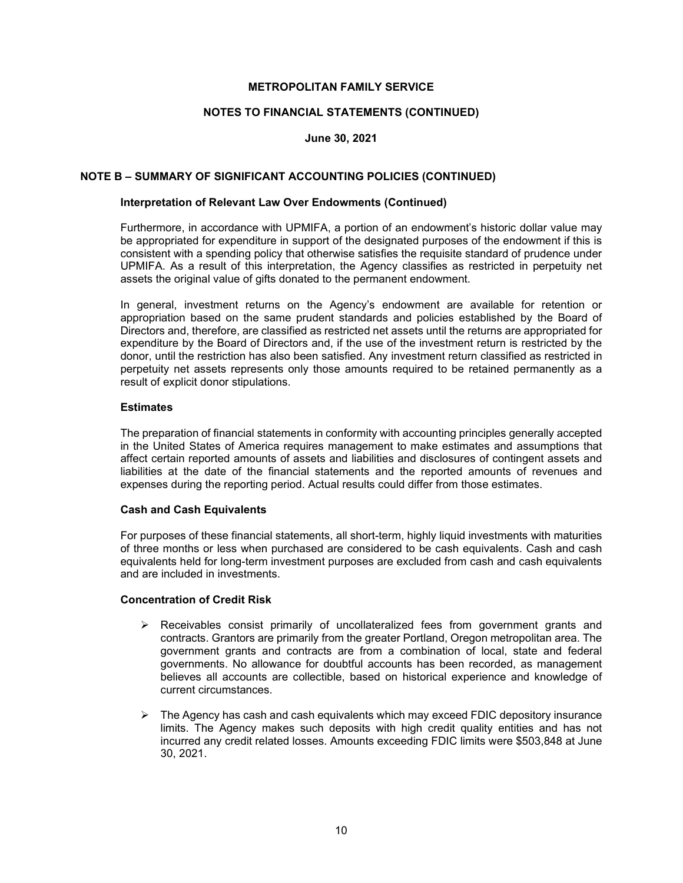**METROPOLITAN FAMILY SERVICE**

**NOTES TO FINANCIAL STATEMENTS (CONTINUED)**

**June 30, 2021**

## NOTE B – SUMMARY OF SIGNIFICANT ACCOUNTING POLICIES (CONTINUED)

### Interpretation of Relevant Law Over Endowments (Continued)

Furthermore, in accordance with UPMIFA, a portion of an endowment's historic dollar value may be appropriated for expenditure in support of the designated purposes of the endowment if this is consistent with a spending policy that otherwise satisfies the requisite standard of prudence under UPMIFA. As a result of this interpretation, the Agency classifies as restricted in perpetuity net assets the original value of gifts donated to the permanent endowment.

In general, investment returns on the Agency's endowment are available for retention or appropriation based on the same prudent standards and policies established by the Board of Directors and, therefore, are classified as restricted net assets until the returns are appropriated for expenditure by the Board of Directors and, if the use of the investment return is restricted by the donor, until the restriction has also been satisfied. Any investment return classified as restricted in perpetuity net assets represents only those amounts required to be retained permanently as a result of explicit donor stipulations.

### Estimates

The preparation of financial statements in conformity with accounting principles generally accepted in the United States of America requires management to make estimates and assumptions that affect certain reported amounts of assets and liabilities and disclosures of contingent assets and liabilities at the date of the financial statements and the reported amounts of revenues and expenses during the reporting period. Actual results could differ from those estimates.

### Cash and Cash Equivalents

For purposes of these financial statements, all short-term, highly liquid investments with maturities of three months or less when purchased are considered to be cash equivalents. Cash and cash equivalents held for long-term investment purposes are excluded from cash and cash equivalents and are included in investments.

### Concentration of Credit Risk

- Receivables consist primarily of uncollateralized fees from government grants and contracts. Grantors are primarily from the greater Portland, Oregon metropolitan area. The government grants and contracts are from a combination of local, state and federal governments. No allowance for doubtful accounts has been recorded, as management believes all accounts are collectible, based on historical experience and knowledge of current circumstances.

- The Agency has cash and cash equivalents which may exceed FDIC depository insurance limits. The Agency makes such deposits with high credit quality entities and has not incurred any credit related losses. Amounts exceeding FDIC limits were $503,848 at June 30, 2021.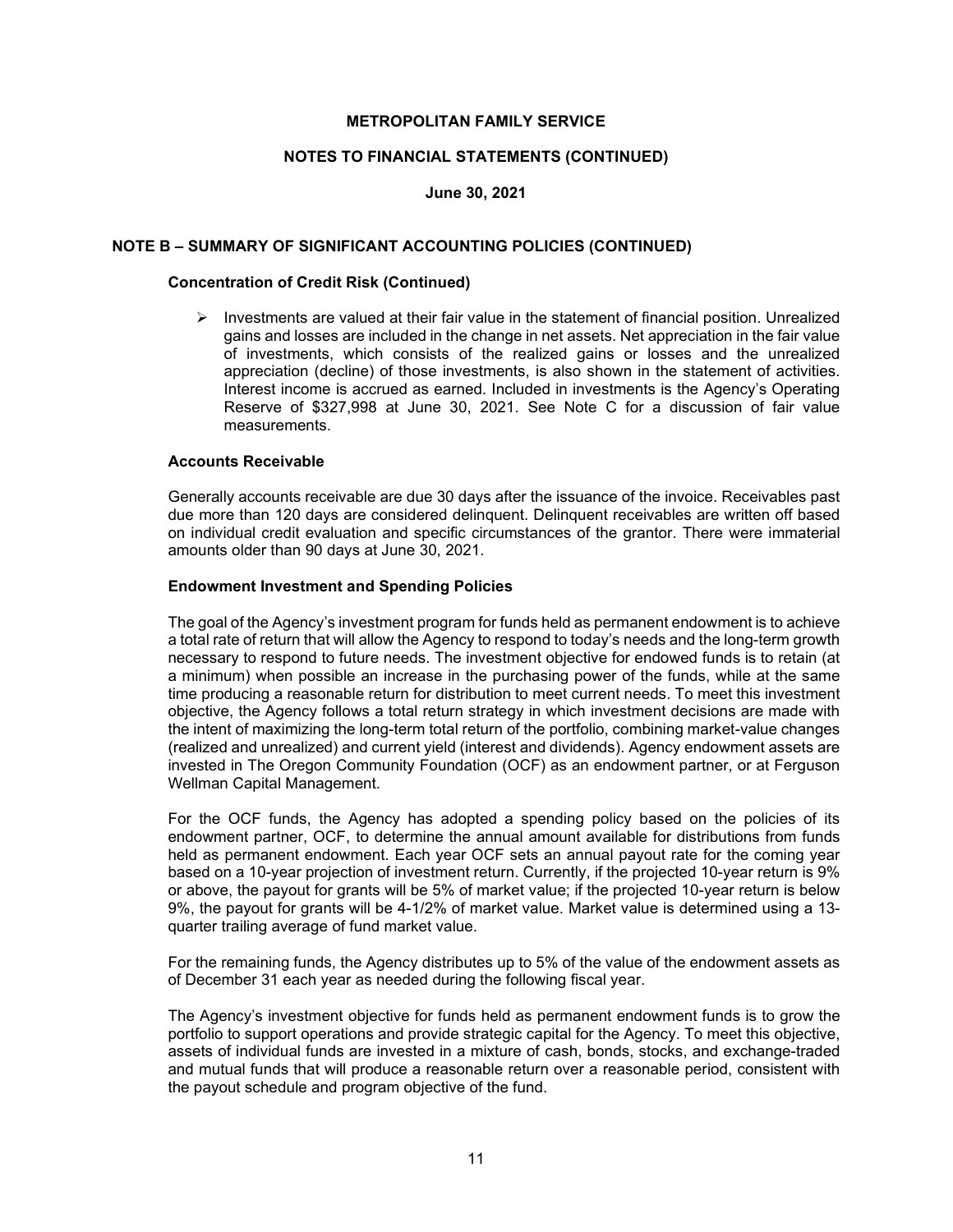**METROPOLITAN FAMILY SERVICE**

**NOTES TO FINANCIAL STATEMENTS (CONTINUED)**

**June 30, 2021**

## NOTE B – SUMMARY OF SIGNIFICANT ACCOUNTING POLICIES (CONTINUED)

### Concentration of Credit Risk (Continued)

- Investments are valued at their fair value in the statement of financial position. Unrealized gains and losses are included in the change in net assets. Net appreciation in the fair value of investments, which consists of the realized gains or losses and the unrealized appreciation (decline) of those investments, is also shown in the statement of activities. Interest income is accrued as earned. Included in investments is the Agency's Operating Reserve of $327,998 at June 30, 2021. See Note C for a discussion of fair value measurements.

### Accounts Receivable

Generally accounts receivable are due 30 days after the issuance of the invoice. Receivables past due more than 120 days are considered delinquent. Delinquent receivables are written off based on individual credit evaluation and specific circumstances of the grantor. There were immaterial amounts older than 90 days at June 30, 2021.

### Endowment Investment and Spending Policies

The goal of the Agency's investment program for funds held as permanent endowment is to achieve a total rate of return that will allow the Agency to respond to today's needs and the long-term growth necessary to respond to future needs. The investment objective for endowed funds is to retain (at a minimum) when possible an increase in the purchasing power of the funds, while at the same time producing a reasonable return for distribution to meet current needs. To meet this investment objective, the Agency follows a total return strategy in which investment decisions are made with the intent of maximizing the long-term total return of the portfolio, combining market-value changes (realized and unrealized) and current yield (interest and dividends). Agency endowment assets are invested in The Oregon Community Foundation (OCF) as an endowment partner, or at Ferguson Wellman Capital Management.

For the OCF funds, the Agency has adopted a spending policy based on the policies of its endowment partner, OCF, to determine the annual amount available for distributions from funds held as permanent endowment. Each year OCF sets an annual payout rate for the coming year based on a 10-year projection of investment return. Currently, if the projected 10-year return is 9% or above, the payout for grants will be 5% of market value; if the projected 10-year return is below 9%, the payout for grants will be 4-1/2% of market value. Market value is determined using a 13-quarter trailing average of fund market value.

For the remaining funds, the Agency distributes up to 5% of the value of the endowment assets as of December 31 each year as needed during the following fiscal year.

The Agency's investment objective for funds held as permanent endowment funds is to grow the portfolio to support operations and provide strategic capital for the Agency. To meet this objective, assets of individual funds are invested in a mixture of cash, bonds, stocks, and exchange-traded and mutual funds that will produce a reasonable return over a reasonable period, consistent with the payout schedule and program objective of the fund.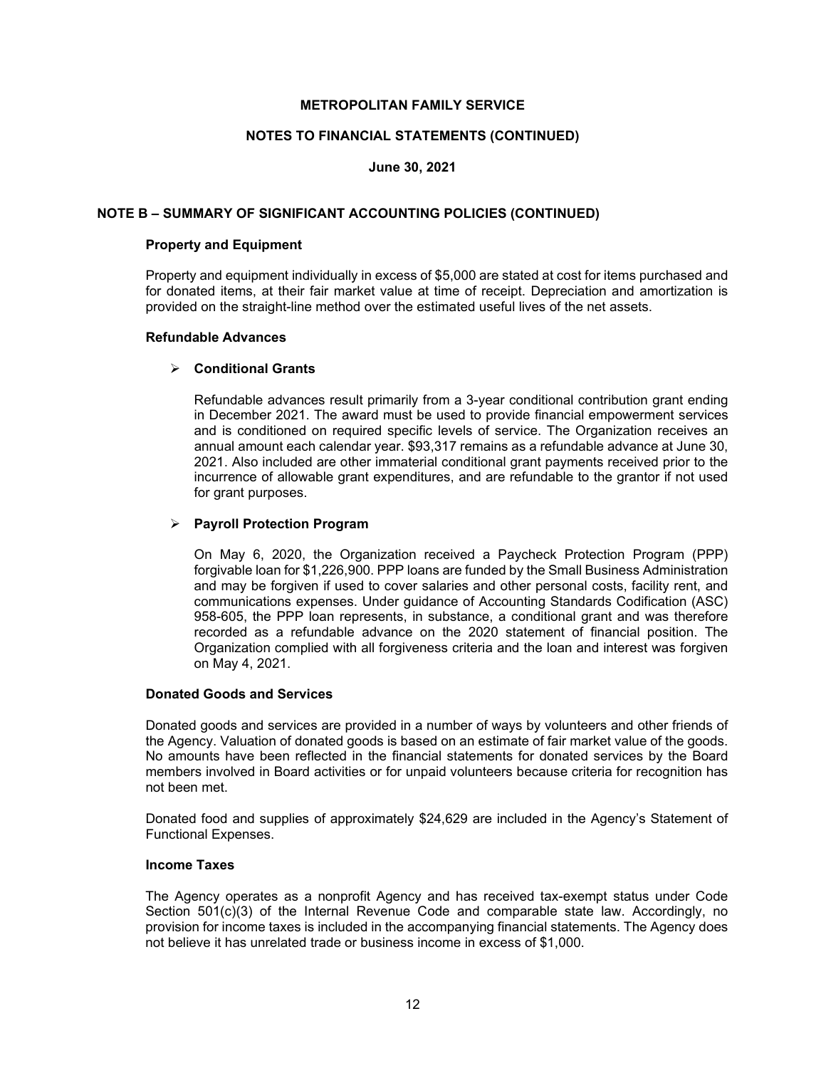**METROPOLITAN FAMILY SERVICE**

**NOTES TO FINANCIAL STATEMENTS (CONTINUED)**

**June 30, 2021**

## NOTE B – SUMMARY OF SIGNIFICANT ACCOUNTING POLICIES (CONTINUED)

### Property and Equipment

Property and equipment individually in excess of $5,000 are stated at cost for items purchased and for donated items, at their fair market value at time of receipt. Depreciation and amortization is provided on the straight-line method over the estimated useful lives of the net assets.

### Refundable Advances

- **Conditional Grants**

  Refundable advances result primarily from a 3-year conditional contribution grant ending in December 2021. The award must be used to provide financial empowerment services and is conditioned on required specific levels of service. The Organization receives an annual amount each calendar year. $93,317 remains as a refundable advance at June 30, 2021. Also included are other immaterial conditional grant payments received prior to the incurrence of allowable grant expenditures, and are refundable to the grantor if not used for grant purposes.

- **Payroll Protection Program**

  On May 6, 2020, the Organization received a Paycheck Protection Program (PPP) forgivable loan for $1,226,900. PPP loans are funded by the Small Business Administration and may be forgiven if used to cover salaries and other personal costs, facility rent, and communications expenses. Under guidance of Accounting Standards Codification (ASC) 958-605, the PPP loan represents, in substance, a conditional grant and was therefore recorded as a refundable advance on the 2020 statement of financial position. The Organization complied with all forgiveness criteria and the loan and interest was forgiven on May 4, 2021.

### Donated Goods and Services

Donated goods and services are provided in a number of ways by volunteers and other friends of the Agency. Valuation of donated goods is based on an estimate of fair market value of the goods. No amounts have been reflected in the financial statements for donated services by the Board members involved in Board activities or for unpaid volunteers because criteria for recognition has not been met.

Donated food and supplies of approximately $24,629 are included in the Agency's Statement of Functional Expenses.

### Income Taxes

The Agency operates as a nonprofit Agency and has received tax-exempt status under Code Section 501(c)(3) of the Internal Revenue Code and comparable state law. Accordingly, no provision for income taxes is included in the accompanying financial statements. The Agency does not believe it has unrelated trade or business income in excess of $1,000.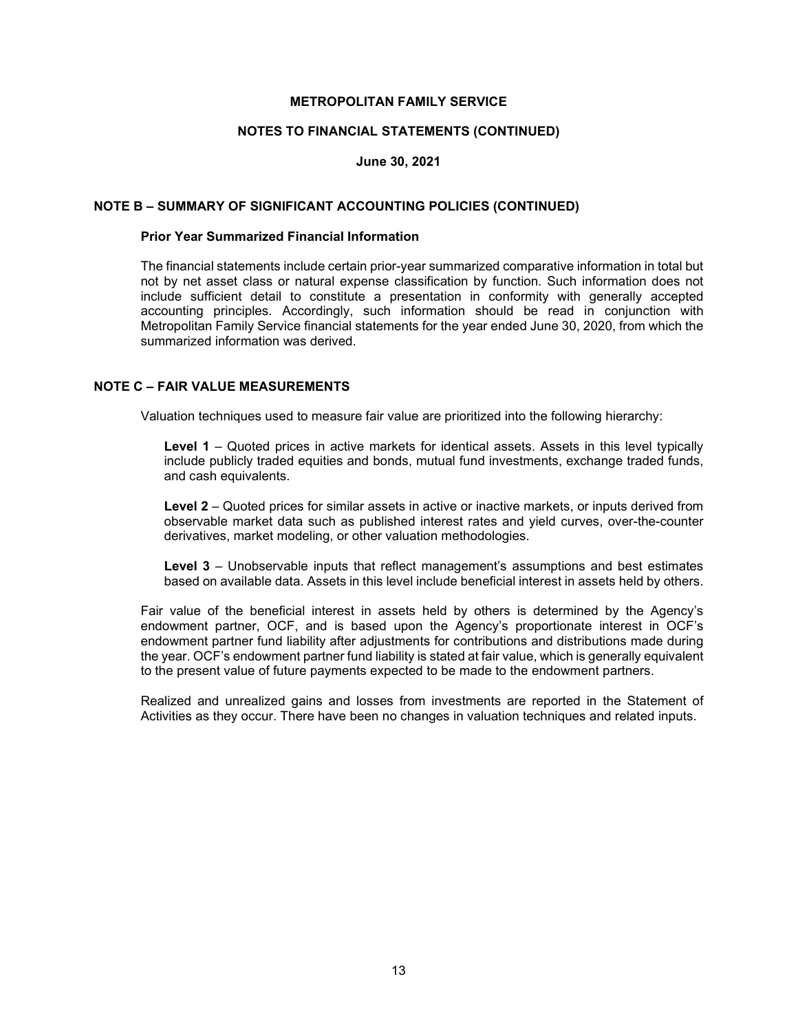## NOTE B – SUMMARY OF SIGNIFICANT ACCOUNTING POLICIES (CONTINUED)

### Prior Year Summarized Financial Information

The financial statements include certain prior-year summarized comparative information in total but not by net asset class or natural expense classification by function. Such information does not include sufficient detail to constitute a presentation in conformity with generally accepted accounting principles. Accordingly, such information should be read in conjunction with Metropolitan Family Service financial statements for the year ended June 30, 2020, from which the summarized information was derived.

## NOTE C – FAIR VALUE MEASUREMENTS

Valuation techniques used to measure fair value are prioritized into the following hierarchy:

**Level 1** – Quoted prices in active markets for identical assets. Assets in this level typically include publicly traded equities and bonds, mutual fund investments, exchange traded funds, and cash equivalents.

**Level 2** – Quoted prices for similar assets in active or inactive markets, or inputs derived from observable market data such as published interest rates and yield curves, over-the-counter derivatives, market modeling, or other valuation methodologies.

**Level 3** – Unobservable inputs that reflect management's assumptions and best estimates based on available data. Assets in this level include beneficial interest in assets held by others.

Fair value of the beneficial interest in assets held by others is determined by the Agency's endowment partner, OCF, and is based upon the Agency's proportionate interest in OCF's endowment partner fund liability after adjustments for contributions and distributions made during the year. OCF's endowment partner fund liability is stated at fair value, which is generally equivalent to the present value of future payments expected to be made to the endowment partners.

Realized and unrealized gains and losses from investments are reported in the Statement of Activities as they occur. There have been no changes in valuation techniques and related inputs.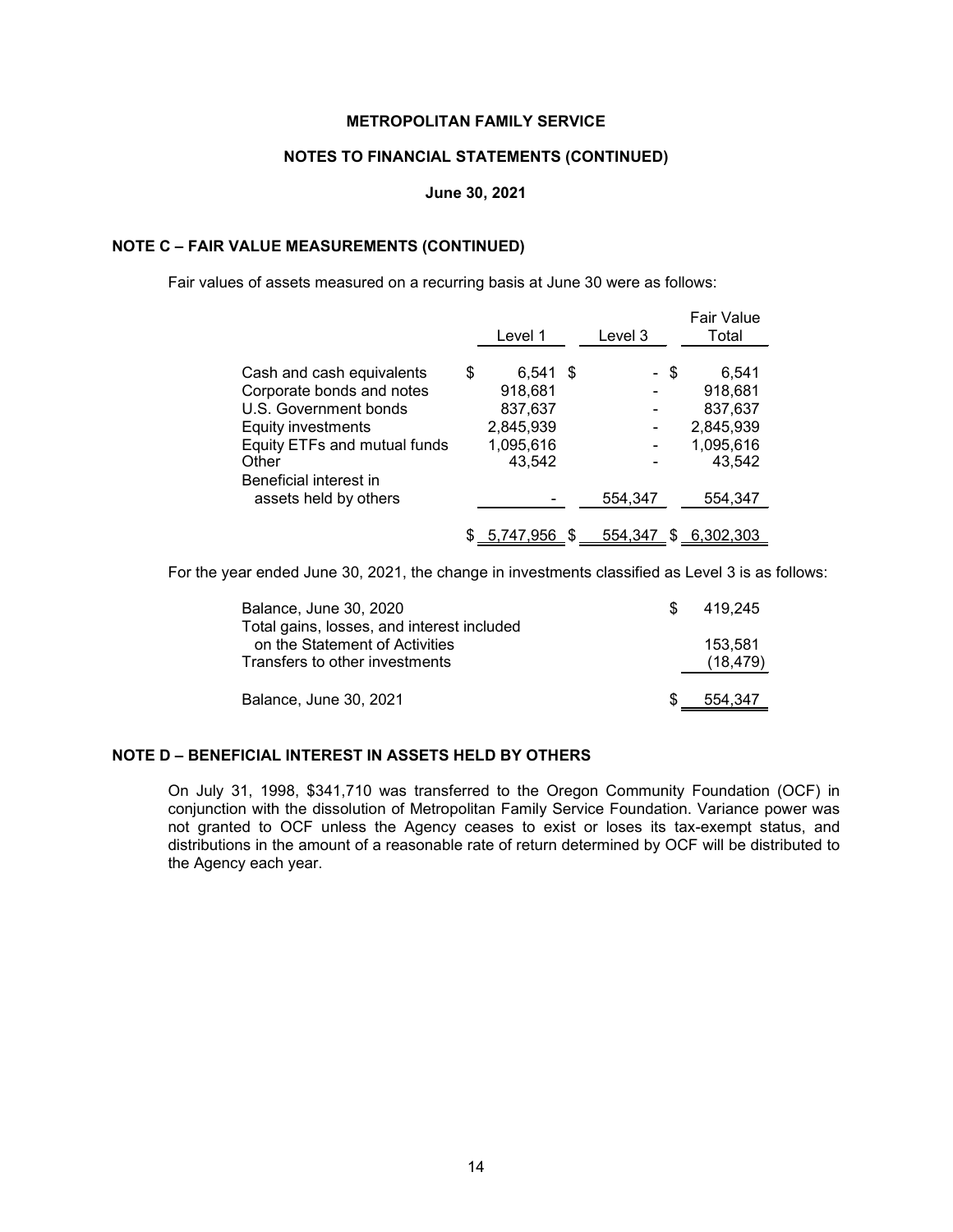**METROPOLITAN FAMILY SERVICE**

**NOTES TO FINANCIAL STATEMENTS (CONTINUED)**

**June 30, 2021**

## NOTE C – FAIR VALUE MEASUREMENTS (CONTINUED)

Fair values of assets measured on a recurring basis at June 30 were as follows:

| | Level 1 | Level 3 | Fair Value Total |
|---|---|---|---|
| Cash and cash equivalents | $ 6,541 | $ - | $ 6,541 |
| Corporate bonds and notes | 918,681 | - | 918,681 |
| U.S. Government bonds | 837,637 | - | 837,637 |
| Equity investments | 2,845,939 | - | 2,845,939 |
| Equity ETFs and mutual funds | 1,095,616 | - | 1,095,616 |
| Other | 43,542 | - | 43,542 |
| Beneficial interest in assets held by others | - | 554,347 | 554,347 |
| | $ 5,747,956 | $ 554,347 | $ 6,302,303 |

For the year ended June 30, 2021, the change in investments classified as Level 3 is as follows:

| | |
|---|---|
| Balance, June 30, 2020 | $ 419,245 |
| Total gains, losses, and interest included on the Statement of Activities | 153,581 |
| Transfers to other investments | (18,479) |
| Balance, June 30, 2021 | $ 554,347 |

## NOTE D – BENEFICIAL INTEREST IN ASSETS HELD BY OTHERS

On July 31, 1998, $341,710 was transferred to the Oregon Community Foundation (OCF) in conjunction with the dissolution of Metropolitan Family Service Foundation. Variance power was not granted to OCF unless the Agency ceases to exist or loses its tax-exempt status, and distributions in the amount of a reasonable rate of return determined by OCF will be distributed to the Agency each year.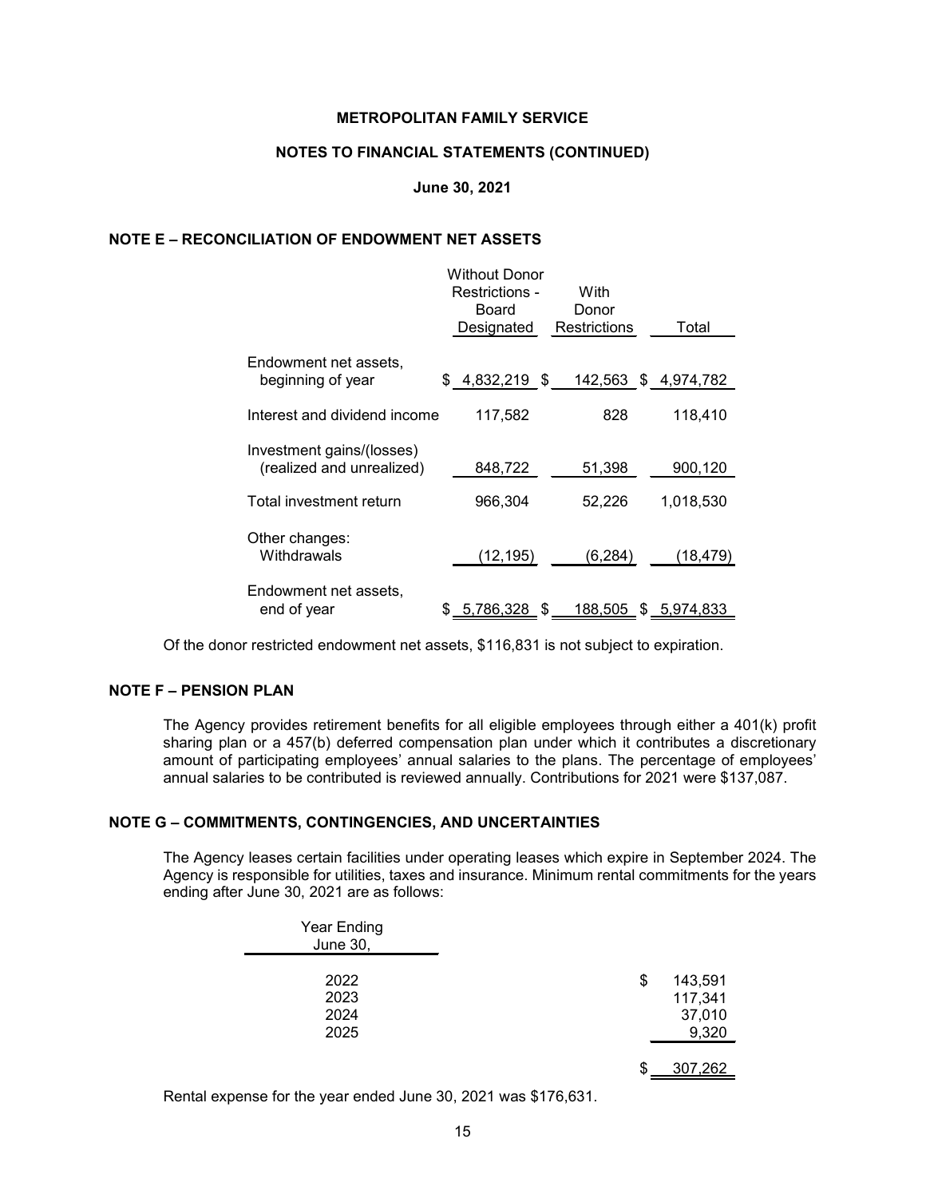**METROPOLITAN FAMILY SERVICE**

**NOTES TO FINANCIAL STATEMENTS (CONTINUED)**

**June 30, 2021**

## NOTE E – RECONCILIATION OF ENDOWMENT NET ASSETS

| | Without Donor Restrictions - Board Designated | With Donor Restrictions | Total |
|---|---|---|---|
| Endowment net assets, beginning of year | $ 4,832,219 | $ 142,563 | $ 4,974,782 |
| Interest and dividend income | 117,582 | 828 | 118,410 |
| Investment gains/(losses) (realized and unrealized) | 848,722 | 51,398 | 900,120 |
| Total investment return | 966,304 | 52,226 | 1,018,530 |
| Other changes: Withdrawals | (12,195) | (6,284) | (18,479) |
| Endowment net assets, end of year | $ 5,786,328 | $ 188,505 | $ 5,974,833 |

Of the donor restricted endowment net assets, $116,831 is not subject to expiration.

## NOTE F – PENSION PLAN

The Agency provides retirement benefits for all eligible employees through either a 401(k) profit sharing plan or a 457(b) deferred compensation plan under which it contributes a discretionary amount of participating employees' annual salaries to the plans. The percentage of employees' annual salaries to be contributed is reviewed annually. Contributions for 2021 were $137,087.

## NOTE G – COMMITMENTS, CONTINGENCIES, AND UNCERTAINTIES

The Agency leases certain facilities under operating leases which expire in September 2024. The Agency is responsible for utilities, taxes and insurance. Minimum rental commitments for the years ending after June 30, 2021 are as follows:

| Year Ending June 30, | |
|---|---|
| 2022 | $ 143,591 |
| 2023 | 117,341 |
| 2024 | 37,010 |
| 2025 | 9,320 |
| | $ 307,262 |

Rental expense for the year ended June 30, 2021 was $176,631.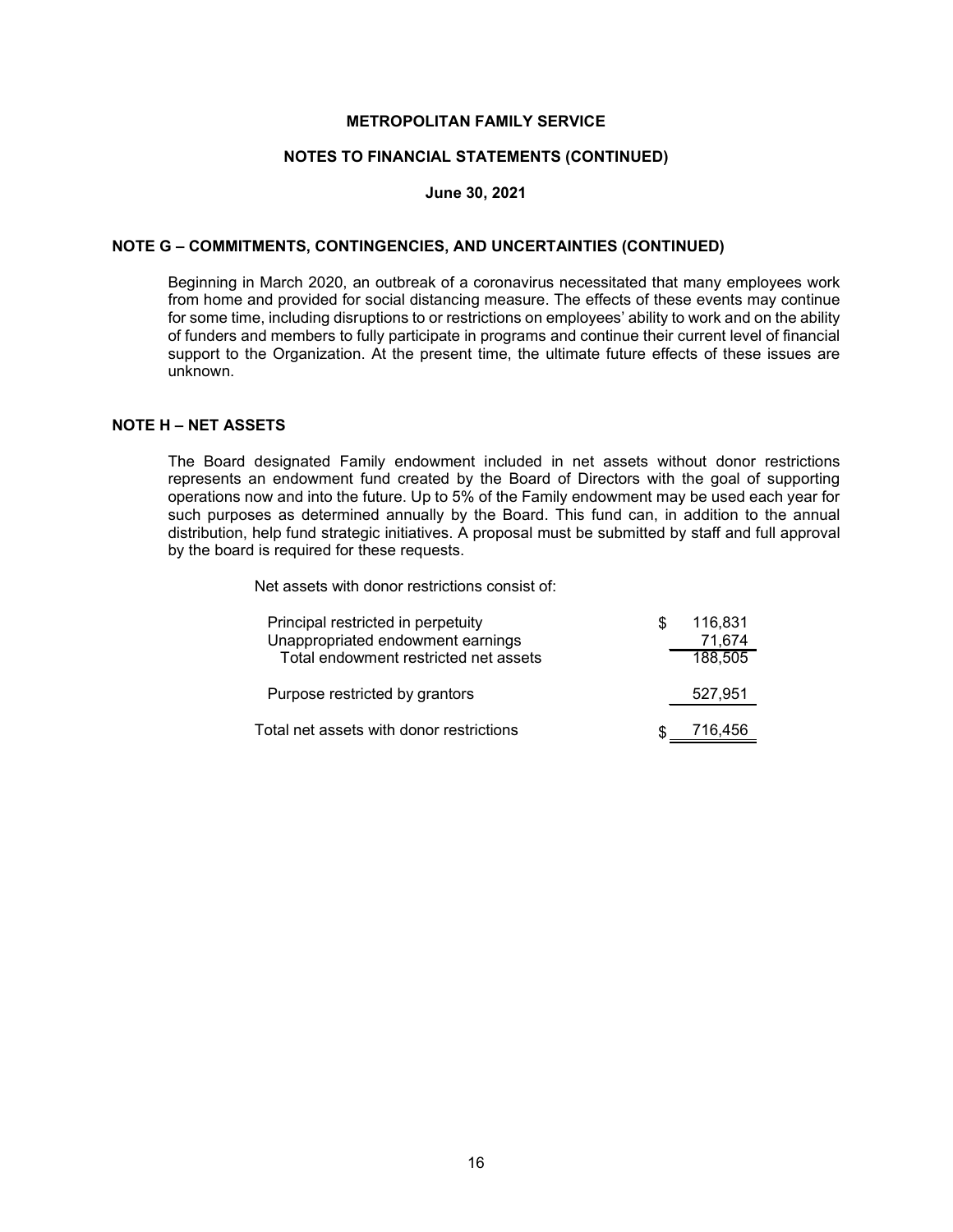**METROPOLITAN FAMILY SERVICE**

**NOTES TO FINANCIAL STATEMENTS (CONTINUED)**

**June 30, 2021**

## NOTE G – COMMITMENTS, CONTINGENCIES, AND UNCERTAINTIES (CONTINUED)

Beginning in March 2020, an outbreak of a coronavirus necessitated that many employees work from home and provided for social distancing measure. The effects of these events may continue for some time, including disruptions to or restrictions on employees' ability to work and on the ability of funders and members to fully participate in programs and continue their current level of financial support to the Organization. At the present time, the ultimate future effects of these issues are unknown.

## NOTE H – NET ASSETS

The Board designated Family endowment included in net assets without donor restrictions represents an endowment fund created by the Board of Directors with the goal of supporting operations now and into the future. Up to 5% of the Family endowment may be used each year for such purposes as determined annually by the Board. This fund can, in addition to the annual distribution, help fund strategic initiatives. A proposal must be submitted by staff and full approval by the board is required for these requests.

Net assets with donor restrictions consist of:

| | |
|---|---|
| Principal restricted in perpetuity | $ 116,831 |
| Unappropriated endowment earnings | 71,674 |
| Total endowment restricted net assets | 188,505 |
| Purpose restricted by grantors | 527,951 |
| Total net assets with donor restrictions | $ 716,456 |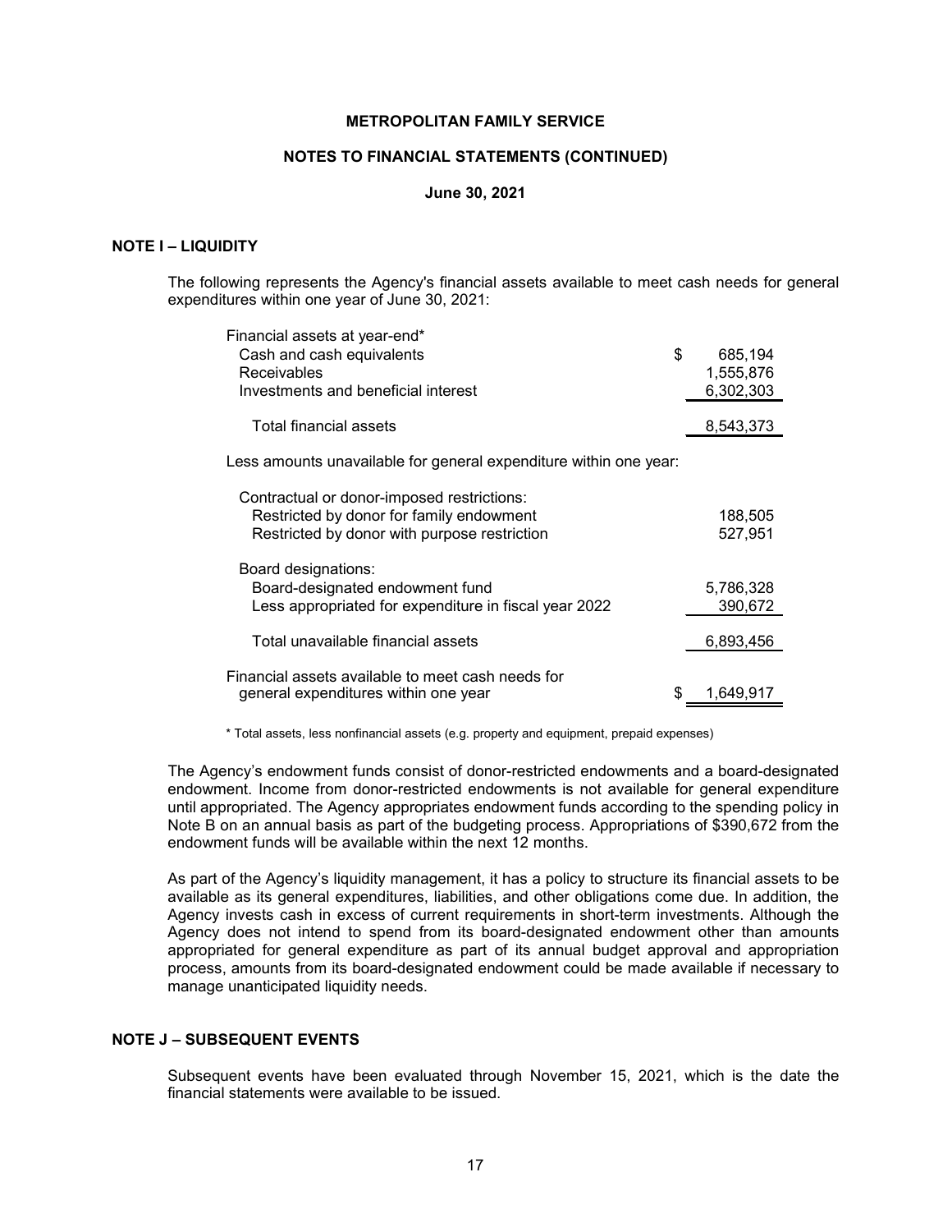**METROPOLITAN FAMILY SERVICE**

**NOTES TO FINANCIAL STATEMENTS (CONTINUED)**

**June 30, 2021**

## NOTE I – LIQUIDITY

The following represents the Agency's financial assets available to meet cash needs for general expenditures within one year of June 30, 2021:

| | |
|---|---|
| Financial assets at year-end* | |
| Cash and cash equivalents | $ 685,194 |
| Receivables | 1,555,876 |
| Investments and beneficial interest | 6,302,303 |
| Total financial assets | 8,543,373 |
| Less amounts unavailable for general expenditure within one year: | |
| Contractual or donor-imposed restrictions: | |
| Restricted by donor for family endowment | 188,505 |
| Restricted by donor with purpose restriction | 527,951 |
| Board designations: | |
| Board-designated endowment fund | 5,786,328 |
| Less appropriated for expenditure in fiscal year 2022 | 390,672 |
| Total unavailable financial assets | 6,893,456 |
| Financial assets available to meet cash needs for general expenditures within one year | $ 1,649,917 |

\* Total assets, less nonfinancial assets (e.g. property and equipment, prepaid expenses)

The Agency's endowment funds consist of donor-restricted endowments and a board-designated endowment. Income from donor-restricted endowments is not available for general expenditure until appropriated. The Agency appropriates endowment funds according to the spending policy in Note B on an annual basis as part of the budgeting process. Appropriations of $390,672 from the endowment funds will be available within the next 12 months.

As part of the Agency's liquidity management, it has a policy to structure its financial assets to be available as its general expenditures, liabilities, and other obligations come due. In addition, the Agency invests cash in excess of current requirements in short-term investments. Although the Agency does not intend to spend from its board-designated endowment other than amounts appropriated for general expenditure as part of its annual budget approval and appropriation process, amounts from its board-designated endowment could be made available if necessary to manage unanticipated liquidity needs.

## NOTE J – SUBSEQUENT EVENTS

Subsequent events have been evaluated through November 15, 2021, which is the date the financial statements were available to be issued.